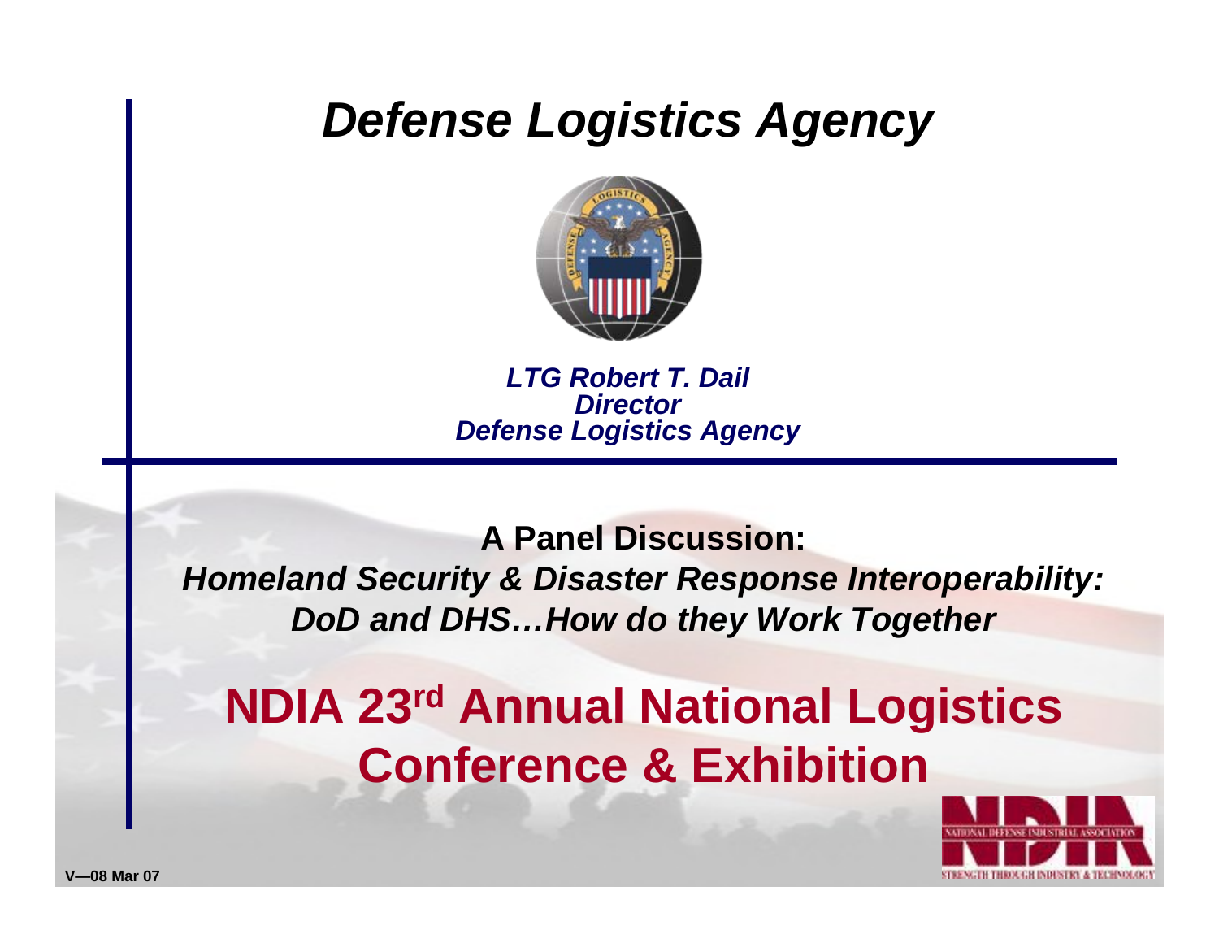# Defense Logistics Agency

***LTG Robert T. Dail***
***Director***
***Defense Logistics Agency***

**A Panel Discussion:**
***Homeland Security & Disaster Response Interoperability: DoD and DHS…How do they Work Together***

## NDIA 23rd Annual National Logistics Conference & Exhibition

V—08 Mar 07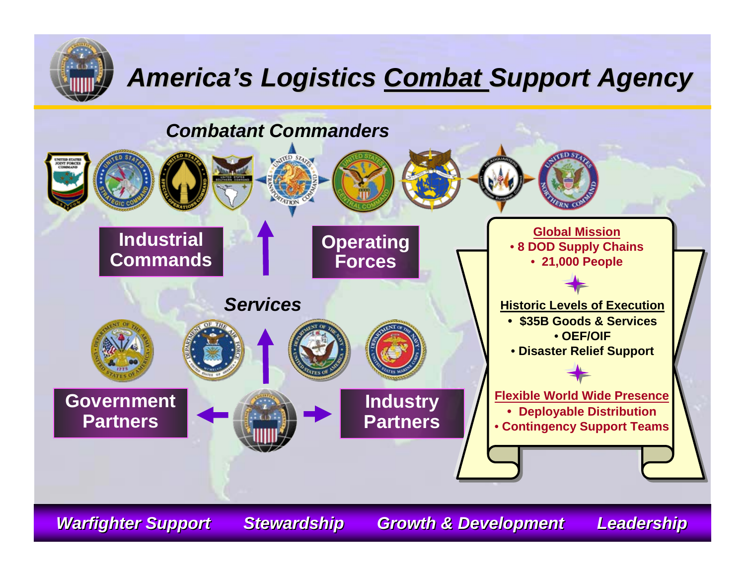# America's Logistics Combat Support Agency

### *Combatant Commanders*

**Industrial Commands**

**Operating Forces**

### *Services*

**Government Partners**

**Industry Partners**

**Global Mission**
- 8 DOD Supply Chains
- 21,000 People

**Historic Levels of Execution**
- $35B Goods & Services
- OEF/OIF
- Disaster Relief Support

**Flexible World Wide Presence**
- Deployable Distribution
- Contingency Support Teams

*Warfighter Support* | *Stewardship* | *Growth & Development* | *Leadership*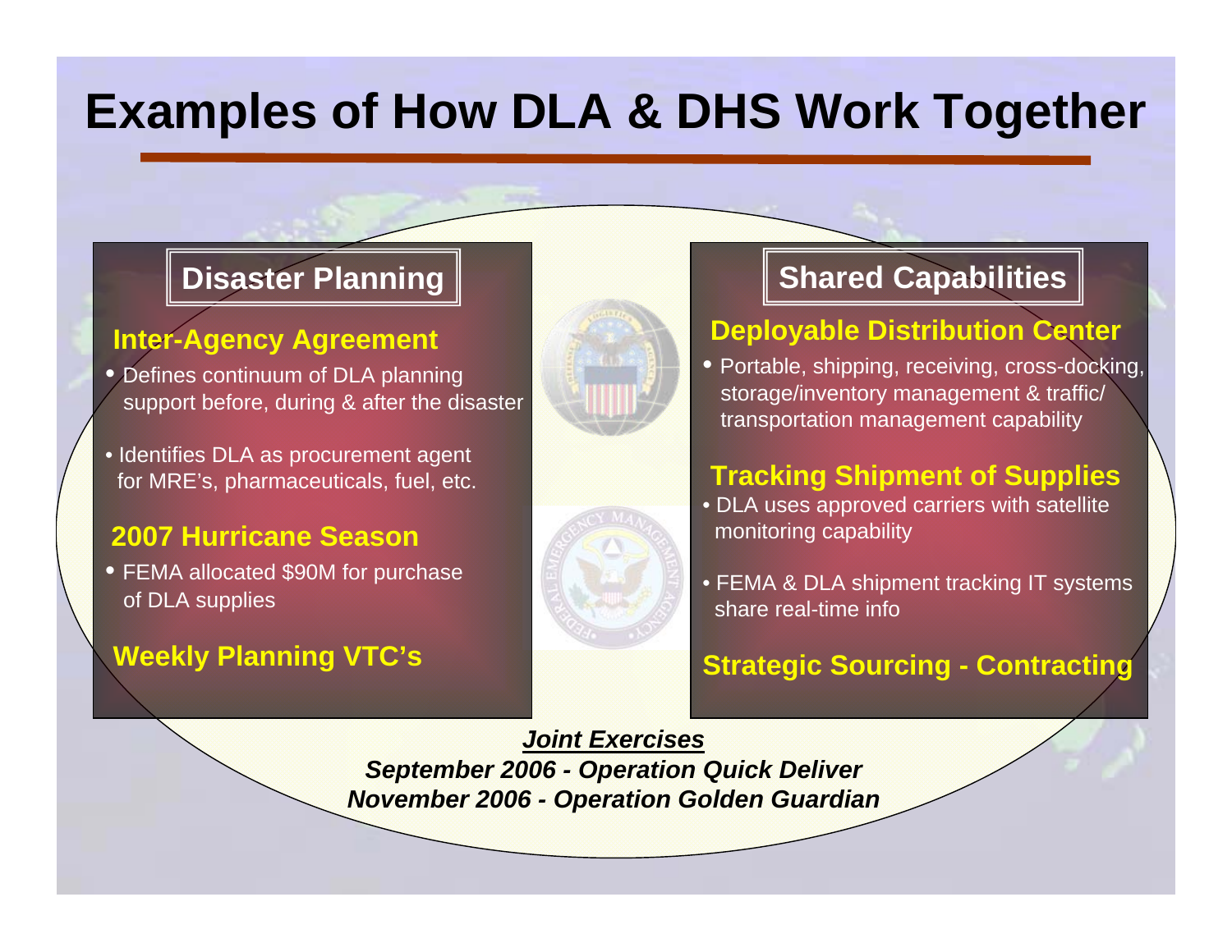# Examples of How DLA & DHS Work Together

## Disaster Planning

### Inter-Agency Agreement

- Defines continuum of DLA planning support before, during & after the disaster
- Identifies DLA as procurement agent for MRE's, pharmaceuticals, fuel, etc.

### 2007 Hurricane Season

- FEMA allocated $90M for purchase of DLA supplies

### Weekly Planning VTC's

## Shared Capabilities

### Deployable Distribution Center

- Portable, shipping, receiving, cross-docking, storage/inventory management & traffic/ transportation management capability

### Tracking Shipment of Supplies

- DLA uses approved carriers with satellite monitoring capability
- FEMA & DLA shipment tracking IT systems share real-time info

### Strategic Sourcing - Contracting

***<u>Joint Exercises</u>***

***September 2006 - Operation Quick Deliver***

***November 2006 - Operation Golden Guardian***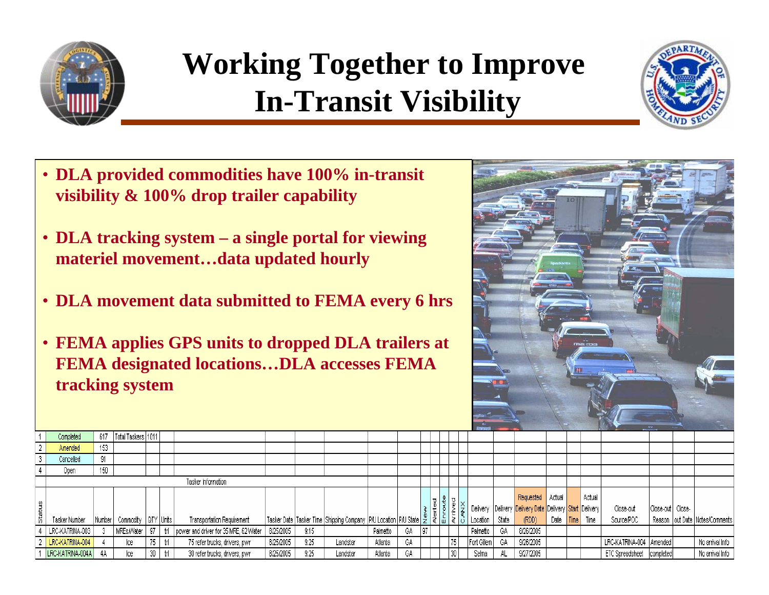# Working Together to Improve In-Transit Visibility

- **DLA provided commodities have 100% in-transit visibility & 100% drop trailer capability**
- **DLA tracking system – a single portal for viewing materiel movement…data updated hourly**
- **DLA movement data submitted to FEMA every 6 hrs**
- **FEMA applies GPS units to dropped DLA trailers at FEMA designated locations…DLA accesses FEMA tracking system**

| | | | | |
|---|---|---|---|---|
| 1 | Completed | 617 | Total Taskers | 1011 |
| 2 | Amended | 153 | | |
| 3 | Cancelled | 91 | | |
| 4 | Open | 150 | | |

Tasker Information

| Status | Tasker Number | Number | Commodity | QTY | Units | Transportation Requirement | Tasker Date | Tasker Time | Shipping Company | P/U Location | P/U State | New | Alerted | Enroute | Arrived | CANX | Delivery Location | Delivery State | Requested Delivery Date (RDD) | Actual Delivery Date | Start Time | Actual Delivery Time | Close-out Source/POC | Close-out Reason | Close-out Date | Notes/Comments |
|---|---|---|---|---|---|---|---|---|---|---|---|---|---|---|---|---|---|---|---|---|---|---|---|---|---|---|
| 4 | LRC-KATRINA-003 | 3 | MREs/Water | 97 | trl | power and driver for 35 MRE, 62 Water | 8/25/2005 | 9:15 | | Palmetto | GA | 97 | | | | | Palmetto | GA | 8/26/2005 | | | | | | | |
| 2 | LRC-KATRINA-004 | 4 | Ice | 75 | trl | 75 refer trucks, drivers, pwr | 8/25/2005 | 9:25 | Landstar | Atlanta | GA | | | | 75 | | Fort Gillem | GA | 9/26/2005 | | | | LRC-KATRINA-004 | Amended | | No arrival Info |
| 1 | LRC-KATRINA-004A | 4A | Ice | 30 | trl | 30 refer trucks, drivers, pwr | 8/25/2005 | 9:25 | Landstar | Atlanta | GA | | | | 30 | | Selma | AL | 9/27/2005 | | | | ETC Spreadsheet | completed | | No arrival Info |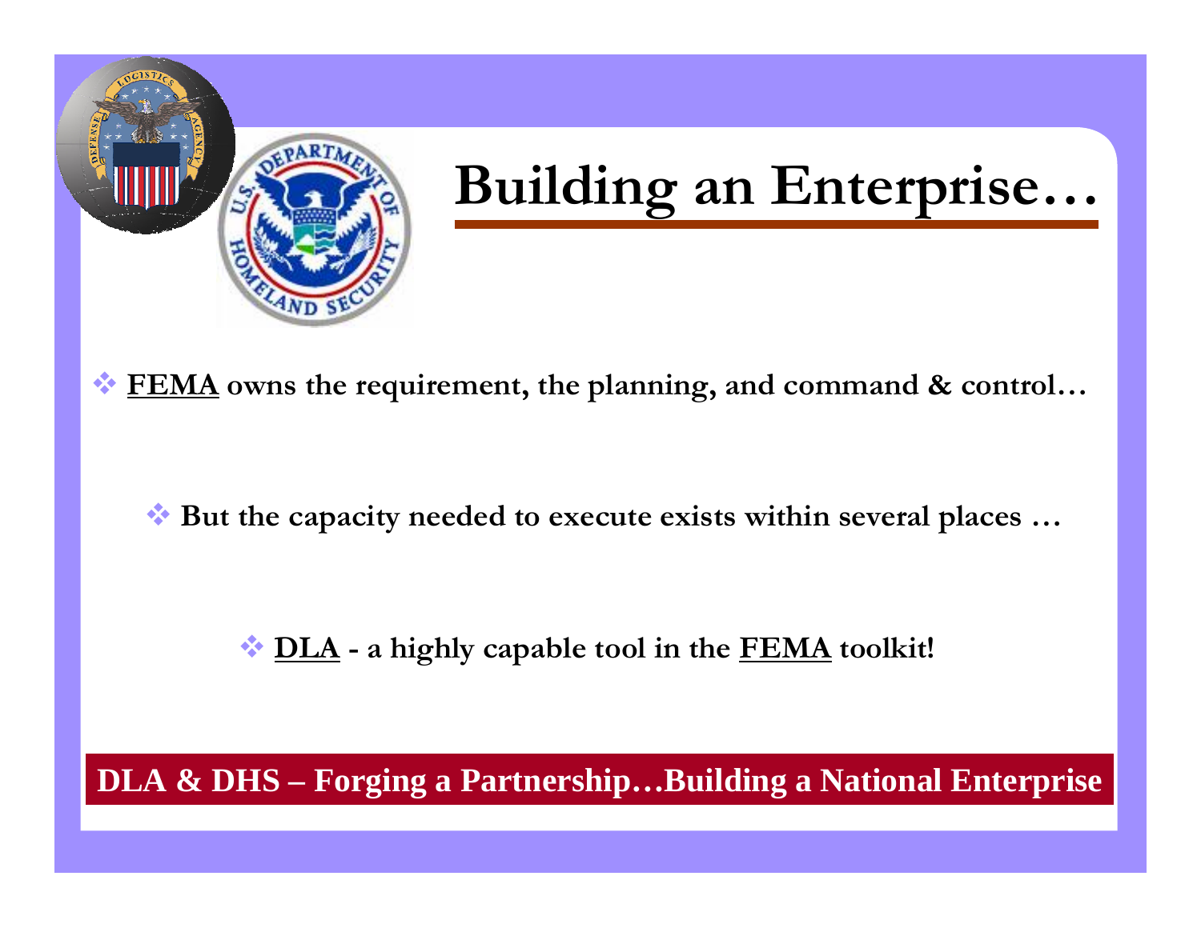# Building an Enterprise…

- **FEMA owns the requirement, the planning, and command & control…**

  - **But the capacity needed to execute exists within several places …**

    - **DLA - a highly capable tool in the FEMA toolkit!**

**DLA & DHS – Forging a Partnership…Building a National Enterprise**